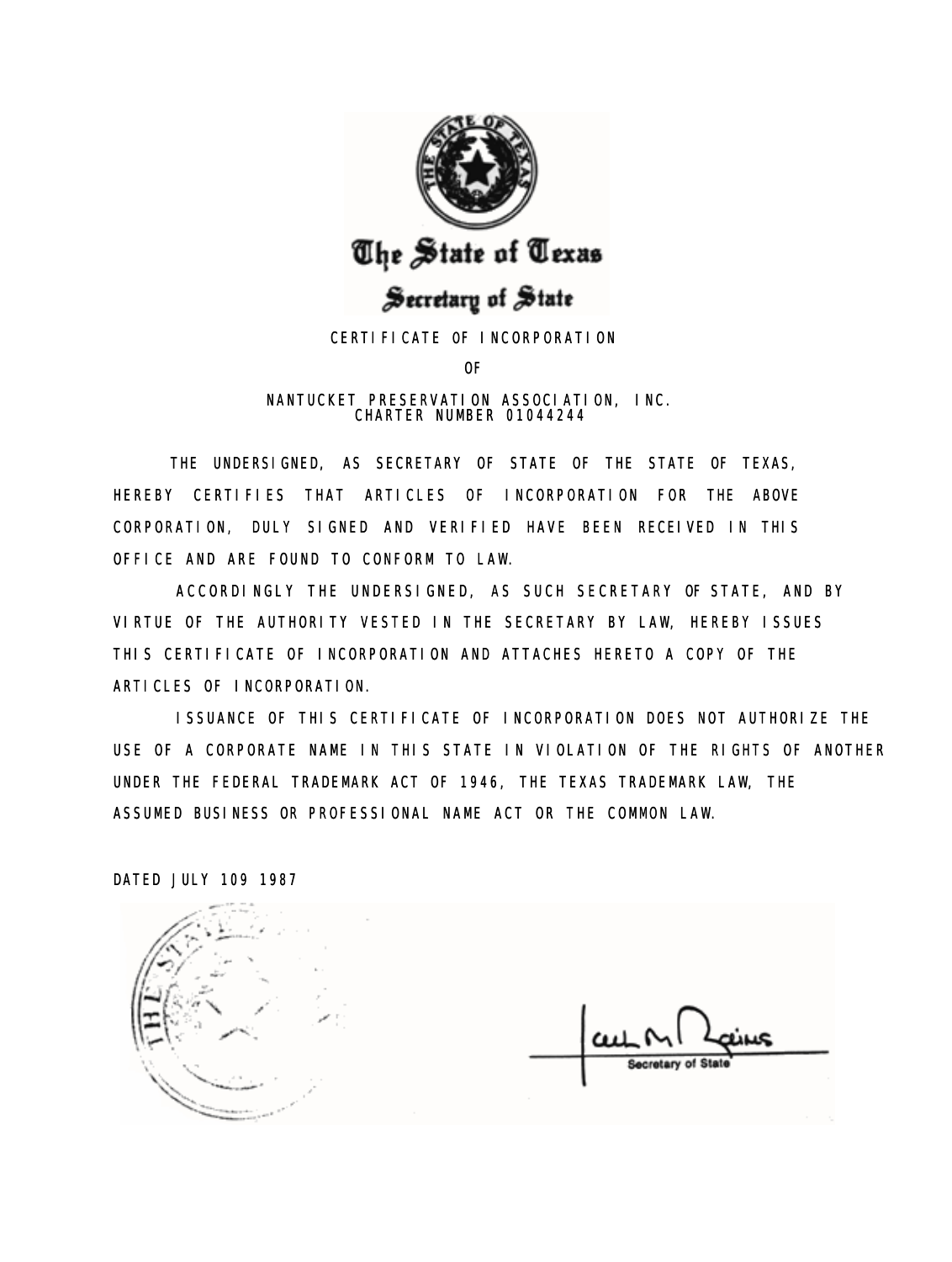# The State of Texas

## Secretary of State

CERTIFICATE OF INCORPORATION

OF

NANTUCKET PRESERVATION ASSOCIATION, INC.
CHARTER NUMBER 01044244

THE UNDERSIGNED, AS SECRETARY OF STATE OF THE STATE OF TEXAS, HEREBY CERTIFIES THAT ARTICLES OF INCORPORATION FOR THE ABOVE CORPORATION, DULY SIGNED AND VERIFIED HAVE BEEN RECEIVED IN THIS OFFICE AND ARE FOUND TO CONFORM TO LAW.

ACCORDINGLY THE UNDERSIGNED, AS SUCH SECRETARY OF STATE, AND BY VIRTUE OF THE AUTHORITY VESTED IN THE SECRETARY BY LAW, HEREBY ISSUES THIS CERTIFICATE OF INCORPORATION AND ATTACHES HERETO A COPY OF THE ARTICLES OF INCORPORATION.

ISSUANCE OF THIS CERTIFICATE OF INCORPORATION DOES NOT AUTHORIZE THE USE OF A CORPORATE NAME IN THIS STATE IN VIOLATION OF THE RIGHTS OF ANOTHER UNDER THE FEDERAL TRADEMARK ACT OF 1946, THE TEXAS TRADEMARK LAW, THE ASSUMED BUSINESS OR PROFESSIONAL NAME ACT OR THE COMMON LAW.

DATED JULY 109 1987

Secretary of State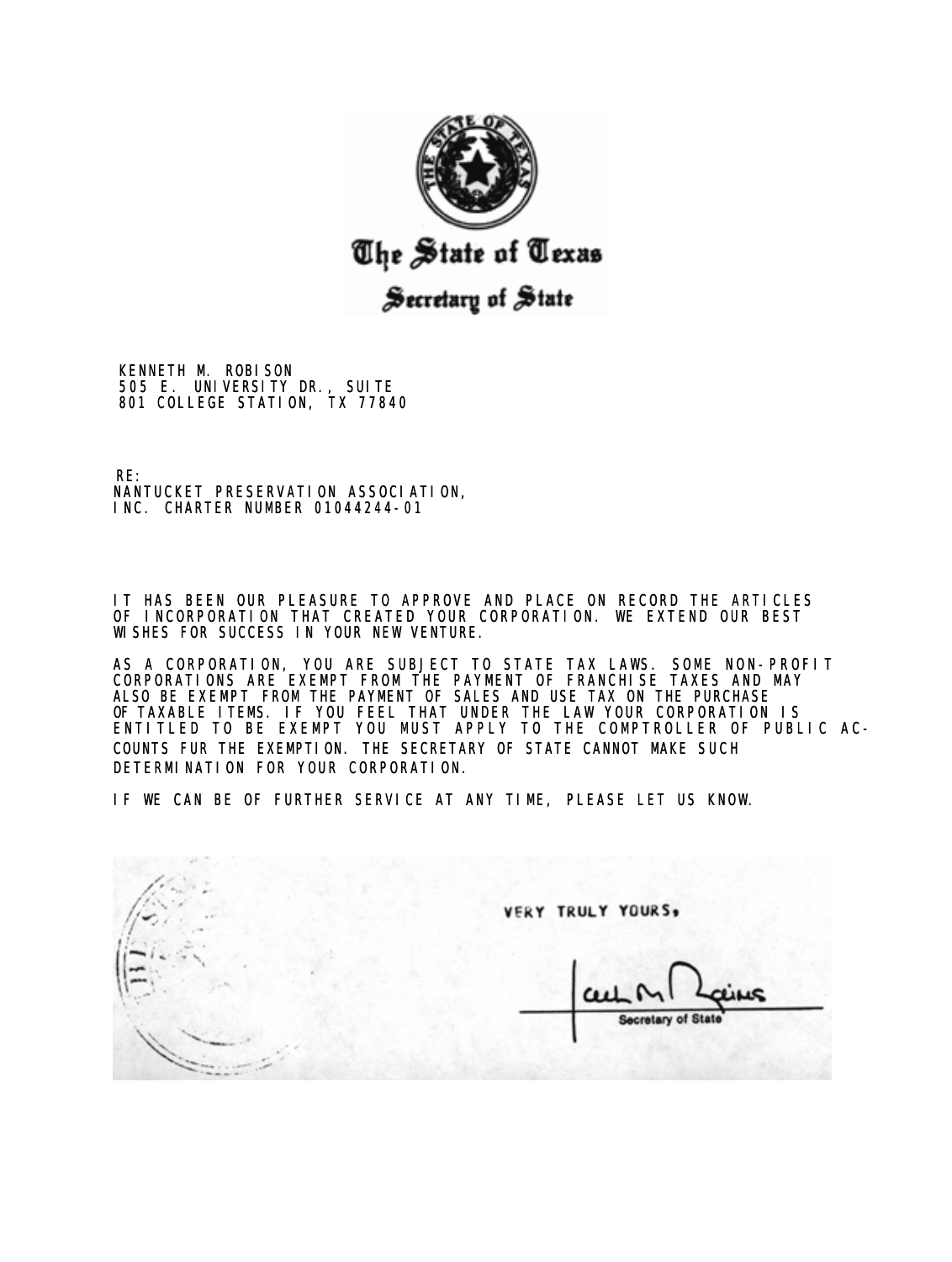# The State of Texas

## Secretary of State

KENNETH M. ROBISON
505 E. UNIVERSITY DR., SUITE
801 COLLEGE STATION, TX 77840

RE:
NANTUCKET PRESERVATION ASSOCIATION,
INC. CHARTER NUMBER 01044244-01

IT HAS BEEN OUR PLEASURE TO APPROVE AND PLACE ON RECORD THE ARTICLES OF INCORPORATION THAT CREATED YOUR CORPORATION. WE EXTEND OUR BEST WISHES FOR SUCCESS IN YOUR NEW VENTURE.

AS A CORPORATION, YOU ARE SUBJECT TO STATE TAX LAWS. SOME NON-PROFIT CORPORATIONS ARE EXEMPT FROM THE PAYMENT OF FRANCHISE TAXES AND MAY ALSO BE EXEMPT FROM THE PAYMENT OF SALES AND USE TAX ON THE PURCHASE OF TAXABLE ITEMS. IF YOU FEEL THAT UNDER THE LAW YOUR CORPORATION IS ENTITLED TO BE EXEMPT YOU MUST APPLY TO THE COMPTROLLER OF PUBLIC ACCOUNTS FUR THE EXEMPTION. THE SECRETARY OF STATE CANNOT MAKE SUCH DETERMINATION FOR YOUR CORPORATION.

IF WE CAN BE OF FURTHER SERVICE AT ANY TIME, PLEASE LET US KNOW.

VERY TRULY YOURS,

Secretary of State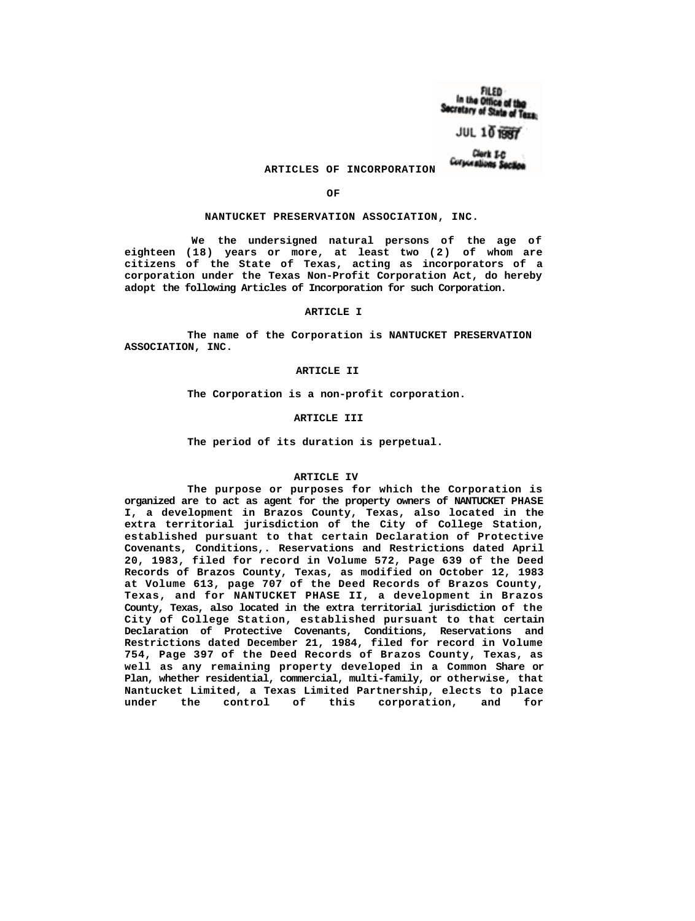FILED
In the Office of the
Secretary of State of Texas

JUL 10 1987

Clerk I-C
Corporations Section

# ARTICLES OF INCORPORATION

## OF

## NANTUCKET PRESERVATION ASSOCIATION, INC.

We the undersigned natural persons of the age of eighteen (18) years or more, at least two (2) of whom are citizens of the State of Texas, acting as incorporators of a corporation under the Texas Non-Profit Corporation Act, do hereby adopt the following Articles of Incorporation for such Corporation.

### ARTICLE I

The name of the Corporation is NANTUCKET PRESERVATION ASSOCIATION, INC.

### ARTICLE II

The Corporation is a non-profit corporation.

### ARTICLE III

The period of its duration is perpetual.

### ARTICLE IV

The purpose or purposes for which the Corporation is organized are to act as agent for the property owners of NANTUCKET PHASE I, a development in Brazos County, Texas, also located in the extra territorial jurisdiction of the City of College Station, established pursuant to that certain Declaration of Protective Covenants, Conditions,. Reservations and Restrictions dated April 20, 1983, filed for record in Volume 572, Page 639 of the Deed Records of Brazos County, Texas, as modified on October 12, 1983 at Volume 613, page 707 of the Deed Records of Brazos County, Texas, and for NANTUCKET PHASE II, a development in Brazos County, Texas, also located in the extra territorial jurisdiction of the City of College Station, established pursuant to that certain Declaration of Protective Covenants, Conditions, Reservations and Restrictions dated December 21, 1984, filed for record in Volume 754, Page 397 of the Deed Records of Brazos County, Texas, as well as any remaining property developed in a Common Share or Plan, whether residential, commercial, multi-family, or otherwise, that Nantucket Limited, a Texas Limited Partnership, elects to place under the control of this corporation, and for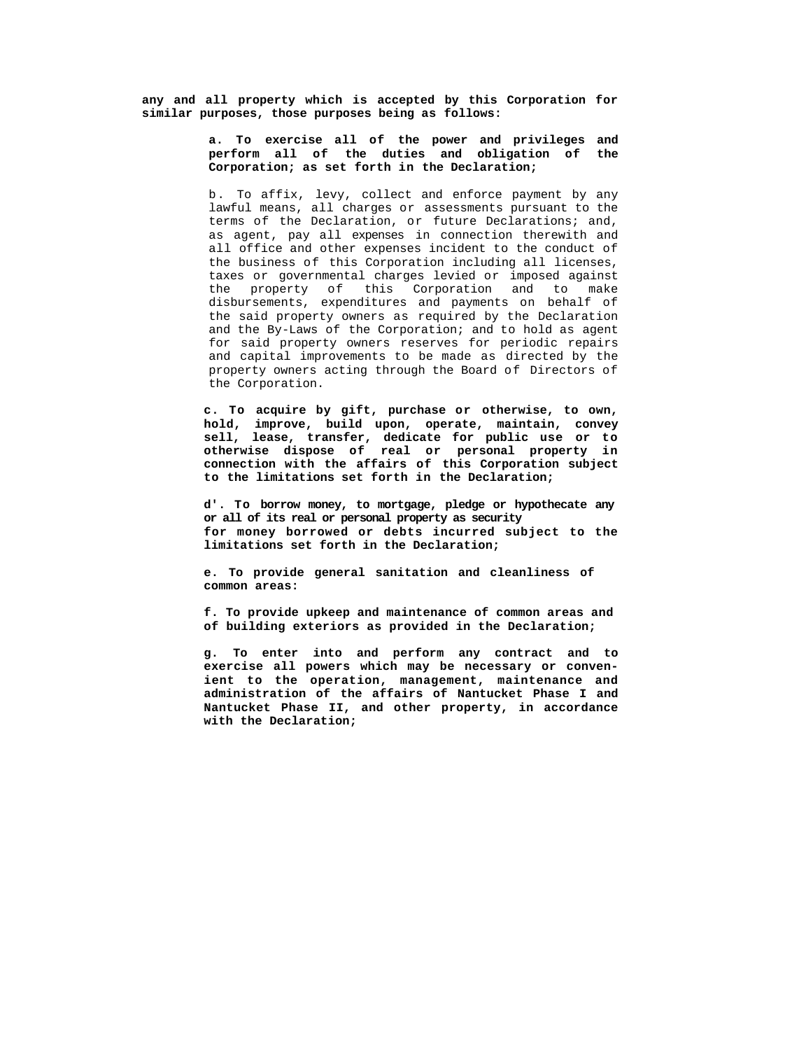**any and all property which is accepted by this Corporation for similar purposes, those purposes being as follows:**

**a. To exercise all of the power and privileges and perform all of the duties and obligation of the Corporation; as set forth in the Declaration;**

b. To affix, levy, collect and enforce payment by any lawful means, all charges or assessments pursuant to the terms of the Declaration, or future Declarations; and, as agent, pay all expenses in connection therewith and all office and other expenses incident to the conduct of the business of this Corporation including all licenses, taxes or governmental charges levied or imposed against the property of this Corporation and to make disbursements, expenditures and payments on behalf of the said property owners as required by the Declaration and the By-Laws of the Corporation; and to hold as agent for said property owners reserves for periodic repairs and capital improvements to be made as directed by the property owners acting through the Board of Directors of the Corporation.

**c. To acquire by gift, purchase or otherwise, to own, hold, improve, build upon, operate, maintain, convey sell, lease, transfer, dedicate for public use or to otherwise dispose of real or personal property in connection with the affairs of this Corporation subject to the limitations set forth in the Declaration;**

**d'. To borrow money, to mortgage, pledge or hypothecate any or all of its real or personal property as security for money borrowed or debts incurred subject to the limitations set forth in the Declaration;**

**e. To provide general sanitation and cleanliness of common areas:**

**f. To provide upkeep and maintenance of common areas and of building exteriors as provided in the Declaration;**

**g. To enter into and perform any contract and to exercise all powers which may be necessary or convenient to the operation, management, maintenance and administration of the affairs of Nantucket Phase I and Nantucket Phase II, and other property, in accordance with the Declaration;**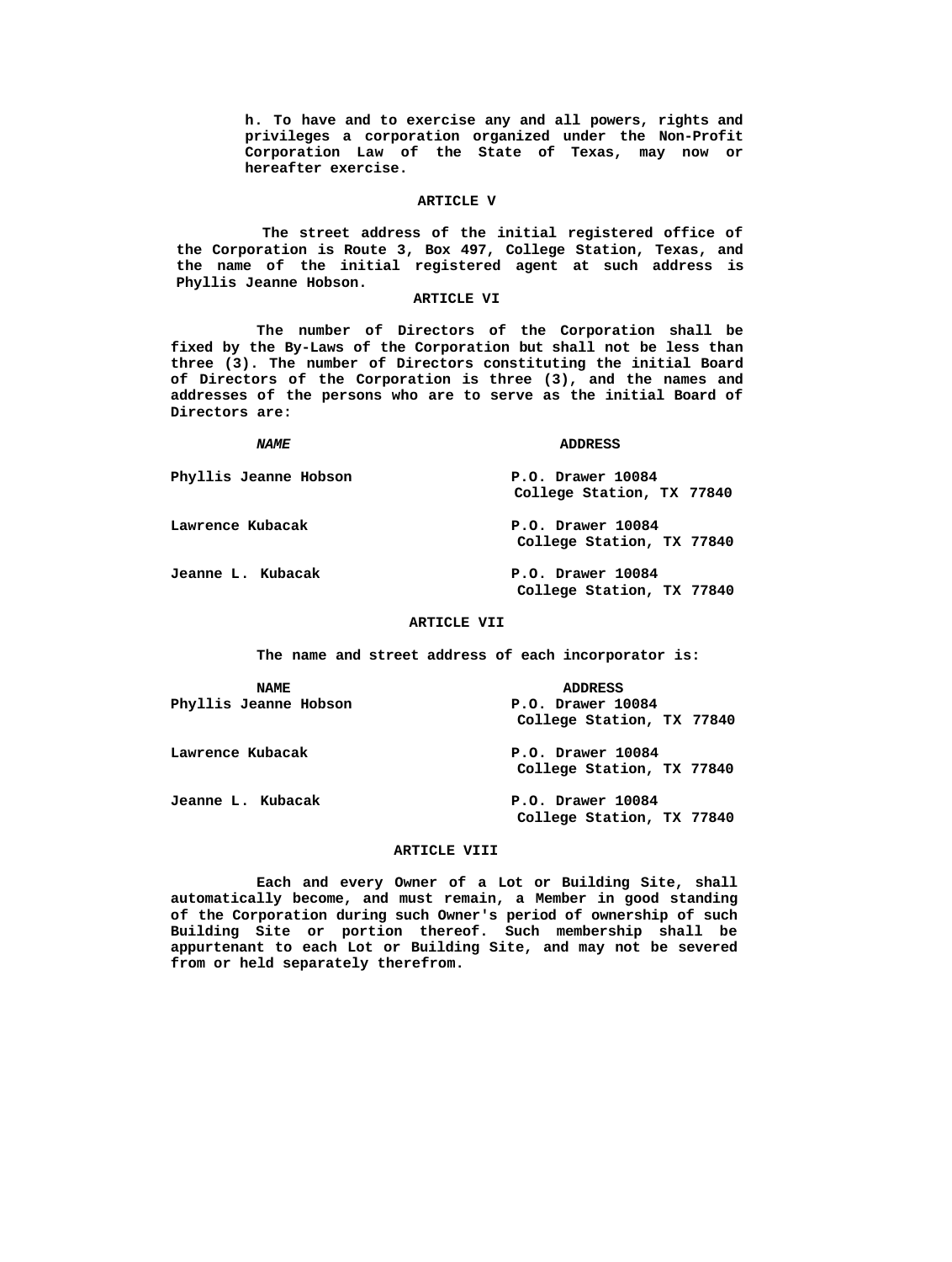h. To have and to exercise any and all powers, rights and privileges a corporation organized under the Non-Profit Corporation Law of the State of Texas, may now or hereafter exercise.

## ARTICLE V

The street address of the initial registered office of the Corporation is Route 3, Box 497, College Station, Texas, and the name of the initial registered agent at such address is Phyllis Jeanne Hobson.

## ARTICLE VI

The number of Directors of the Corporation shall be fixed by the By-Laws of the Corporation but shall not be less than three (3). The number of Directors constituting the initial Board of Directors of the Corporation is three (3), and the names and addresses of the persons who are to serve as the initial Board of Directors are:

| *NAME* | ADDRESS |
|---|---|
| Phyllis Jeanne Hobson | P.O. Drawer 10084<br>College Station, TX 77840 |
| Lawrence Kubacak | P.O. Drawer 10084<br>College Station, TX 77840 |
| Jeanne L. Kubacak | P.O. Drawer 10084<br>College Station, TX 77840 |

## ARTICLE VII

The name and street address of each incorporator is:

| NAME | ADDRESS |
|---|---|
| Phyllis Jeanne Hobson | P.O. Drawer 10084<br>College Station, TX 77840 |
| Lawrence Kubacak | P.O. Drawer 10084<br>College Station, TX 77840 |
| Jeanne L. Kubacak | P.O. Drawer 10084<br>College Station, TX 77840 |

## ARTICLE VIII

Each and every Owner of a Lot or Building Site, shall automatically become, and must remain, a Member in good standing of the Corporation during such Owner's period of ownership of such Building Site or portion thereof. Such membership shall be appurtenant to each Lot or Building Site, and may not be severed from or held separately therefrom.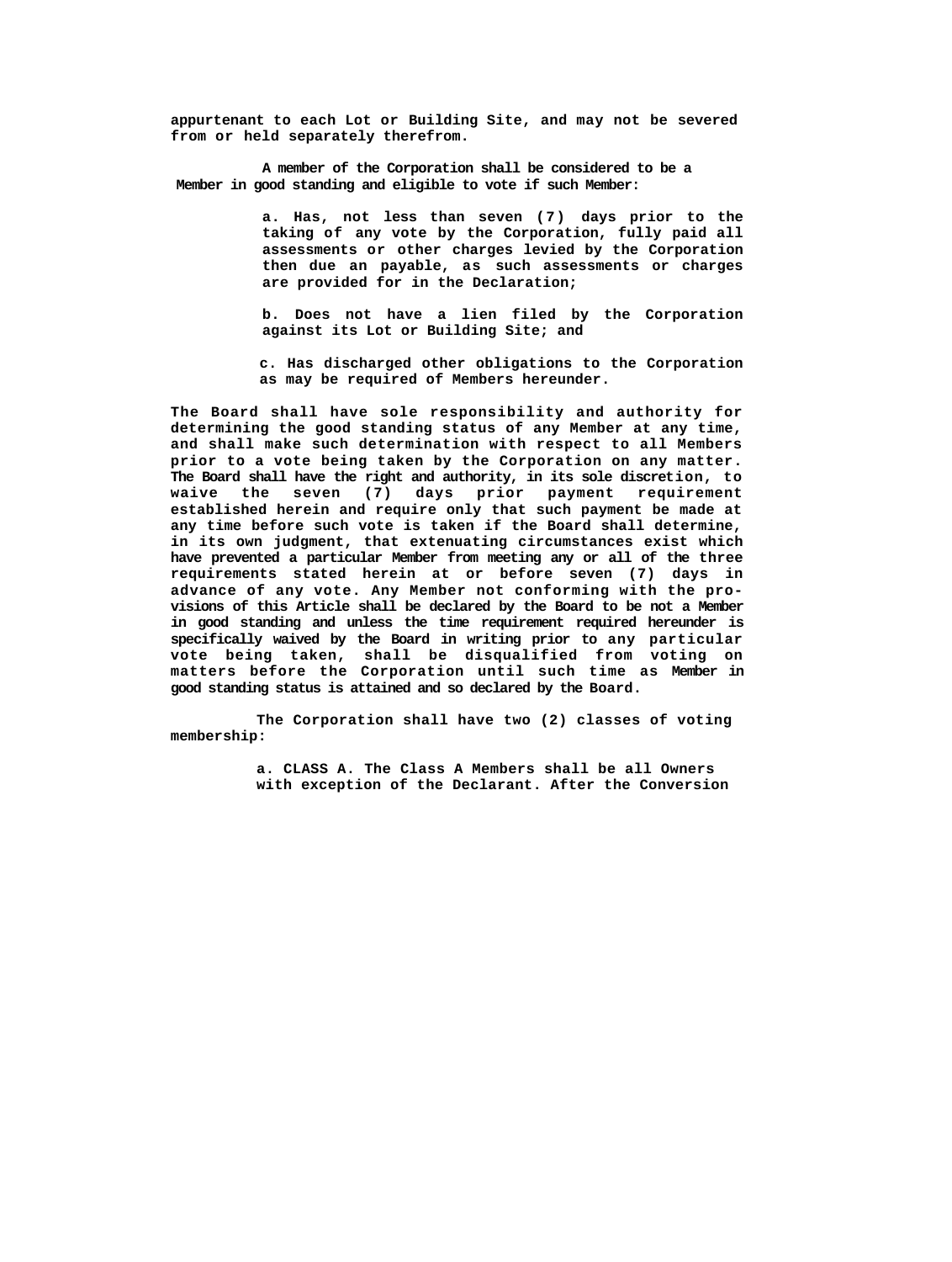appurtenant to each Lot or Building Site, and may not be severed from or held separately therefrom.

A member of the Corporation shall be considered to be a Member in good standing and eligible to vote if such Member:

a. Has, not less than seven (7) days prior to the taking of any vote by the Corporation, fully paid all assessments or other charges levied by the Corporation then due an payable, as such assessments or charges are provided for in the Declaration;

b. Does not have a lien filed by the Corporation against its Lot or Building Site; and

c. Has discharged other obligations to the Corporation as may be required of Members hereunder.

The Board shall have sole responsibility and authority for determining the good standing status of any Member at any time, and shall make such determination with respect to all Members prior to a vote being taken by the Corporation on any matter. The Board shall have the right and authority, in its sole discretion, to waive the seven (7) days prior payment requirement established herein and require only that such payment be made at any time before such vote is taken if the Board shall determine, in its own judgment, that extenuating circumstances exist which have prevented a particular Member from meeting any or all of the three requirements stated herein at or before seven (7) days in advance of any vote. Any Member not conforming with the provisions of this Article shall be declared by the Board to be not a Member in good standing and unless the time requirement required hereunder is specifically waived by the Board in writing prior to any particular vote being taken, shall be disqualified from voting on matters before the Corporation until such time as Member in good standing status is attained and so declared by the Board.

The Corporation shall have two (2) classes of voting membership:

a. CLASS A. The Class A Members shall be all Owners with exception of the Declarant. After the Conversion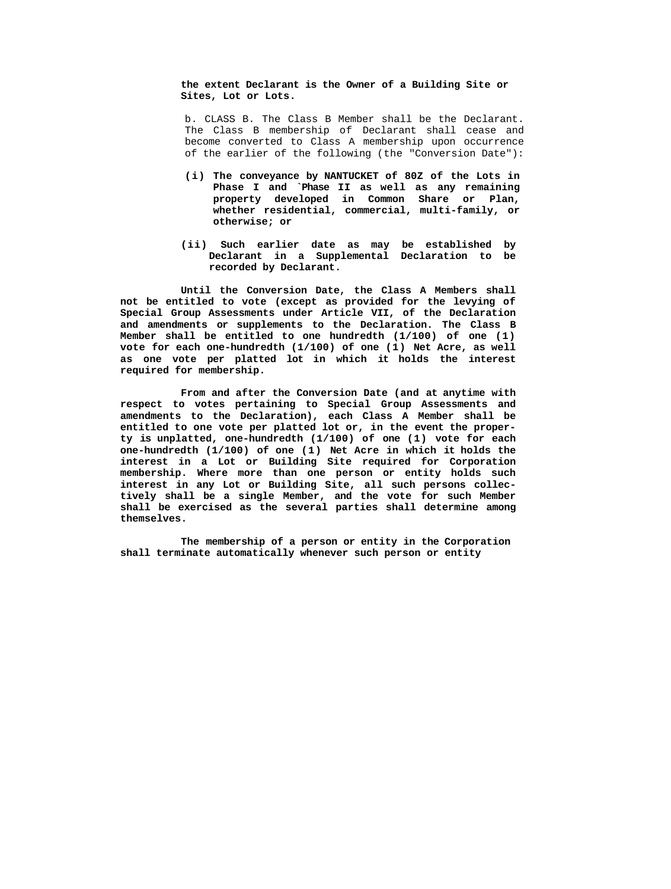**the extent Declarant is the Owner of a Building Site or Sites, Lot or Lots.**

b. CLASS B. The Class B Member shall be the Declarant. The Class B membership of Declarant shall cease and become converted to Class A membership upon occurrence of the earlier of the following (the "Conversion Date"):

**(i) The conveyance by NANTUCKET of 80Z of the Lots in Phase I and `Phase II as well as any remaining property developed in Common Share or Plan, whether residential, commercial, multi-family, or otherwise; or**

**(ii) Such earlier date as may be established by Declarant in a Supplemental Declaration to be recorded by Declarant.**

**Until the Conversion Date, the Class A Members shall not be entitled to vote (except as provided for the levying of Special Group Assessments under Article VII, of the Declaration and amendments or supplements to the Declaration. The Class B Member shall be entitled to one hundredth (1/100) of one (1) vote for each one-hundredth (1/100) of one (1) Net Acre, as well as one vote per platted lot in which it holds the interest required for membership.**

**From and after the Conversion Date (and at anytime with respect to votes pertaining to Special Group Assessments and amendments to the Declaration), each Class A Member shall be entitled to one vote per platted lot or, in the event the property is unplatted, one-hundredth (1/100) of one (1) vote for each one-hundredth (1/100) of one (1) Net Acre in which it holds the interest in a Lot or Building Site required for Corporation membership. Where more than one person or entity holds such interest in any Lot or Building Site, all such persons collectively shall be a single Member, and the vote for such Member shall be exercised as the several parties shall determine among themselves.**

**The membership of a person or entity in the Corporation shall terminate automatically whenever such person or entity**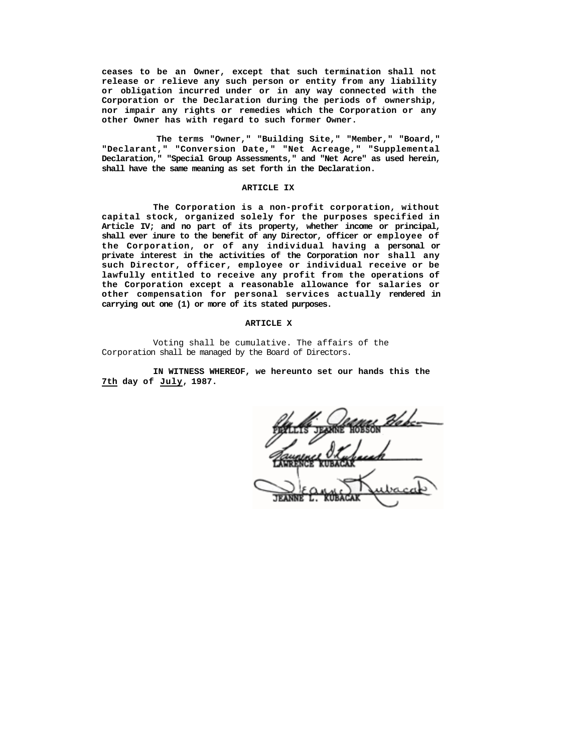**ceases to be an Owner, except that such termination shall not release or relieve any such person or entity from any liability or obligation incurred under or in any way connected with the Corporation or the Declaration during the periods of ownership, nor impair any rights or remedies which the Corporation or any other Owner has with regard to such former Owner.**

**The terms "Owner," "Building Site," "Member," "Board," "Declarant," "Conversion Date," "Net Acreage," "Supplemental Declaration," "Special Group Assessments," and "Net Acre" as used herein, shall have the same meaning as set forth in the Declaration.**

**ARTICLE IX**

**The Corporation is a non-profit corporation, without capital stock, organized solely for the purposes specified in Article IV; and no part of its property, whether income or principal, shall ever inure to the benefit of any Director, officer or employee of the Corporation, or of any individual having a personal or private interest in the activities of the Corporation nor shall any such Director, officer, employee or individual receive or be lawfully entitled to receive any profit from the operations of the Corporation except a reasonable allowance for salaries or other compensation for personal services actually rendered in carrying out one (1) or more of its stated purposes.**

**ARTICLE X**

Voting shall be cumulative. The affairs of the Corporation shall be managed by the Board of Directors.

**IN WITNESS WHEREOF, we hereunto set our hands this the 7th day of July, 1987.**

PHYLLIS JEANNE HOBSON

LAWRENCE KUBACAK

JEANNE L. KUBACAK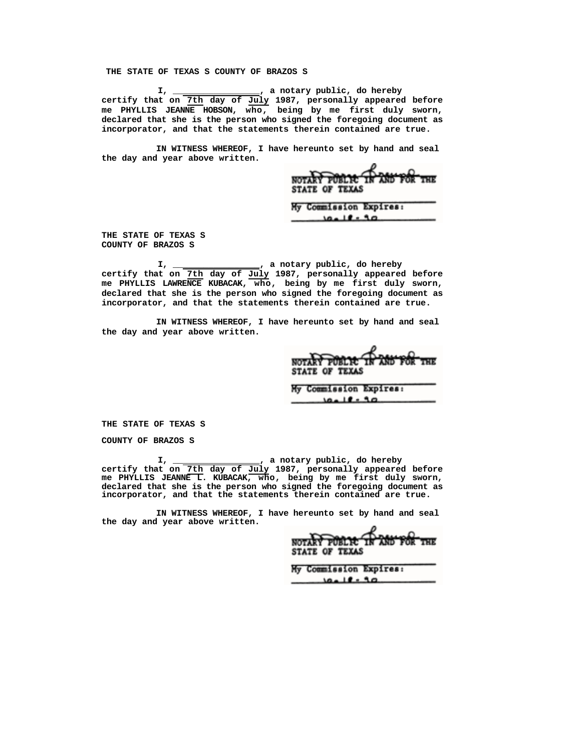**THE STATE OF TEXAS S COUNTY OF BRAZOS S**

**I, ________________, a notary public, do hereby certify that on 7th day of July 1987, personally appeared before me PHYLLIS JEANNE HOBSON, who, being by me first duly sworn, declared that she is the person who signed the foregoing document as incorporator, and that the statements therein contained are true.**

**IN WITNESS WHEREOF, I have hereunto set by hand and seal the day and year above written.**

NOTARY PUBLIC IN AND FOR THE STATE OF TEXAS

My Commission Expires: 10-18-90

**THE STATE OF TEXAS S**
**COUNTY OF BRAZOS S**

**I, ________________, a notary public, do hereby certify that on 7th day of July 1987, personally appeared before me PHYLLIS LAWRENCE KUBACAK, who, being by me first duly sworn, declared that she is the person who signed the foregoing document as incorporator, and that the statements therein contained are true.**

**IN WITNESS WHEREOF, I have hereunto set by hand and seal the day and year above written.**

NOTARY PUBLIC IN AND FOR THE STATE OF TEXAS

My Commission Expires: 10-18-90

**THE STATE OF TEXAS S**

**COUNTY OF BRAZOS S**

**I, ________________, a notary public, do hereby certify that on 7th day of July 1987, personally appeared before me PHYLLIS JEANNE L. KUBACAK, who, being by me first duly sworn, declared that she is the person who signed the foregoing document as incorporator, and that the statements therein contained are true.**

**IN WITNESS WHEREOF, I have hereunto set by hand and seal the day and year above written.**

NOTARY PUBLIC IN AND FOR THE STATE OF TEXAS

My Commission Expires: 10-18-90